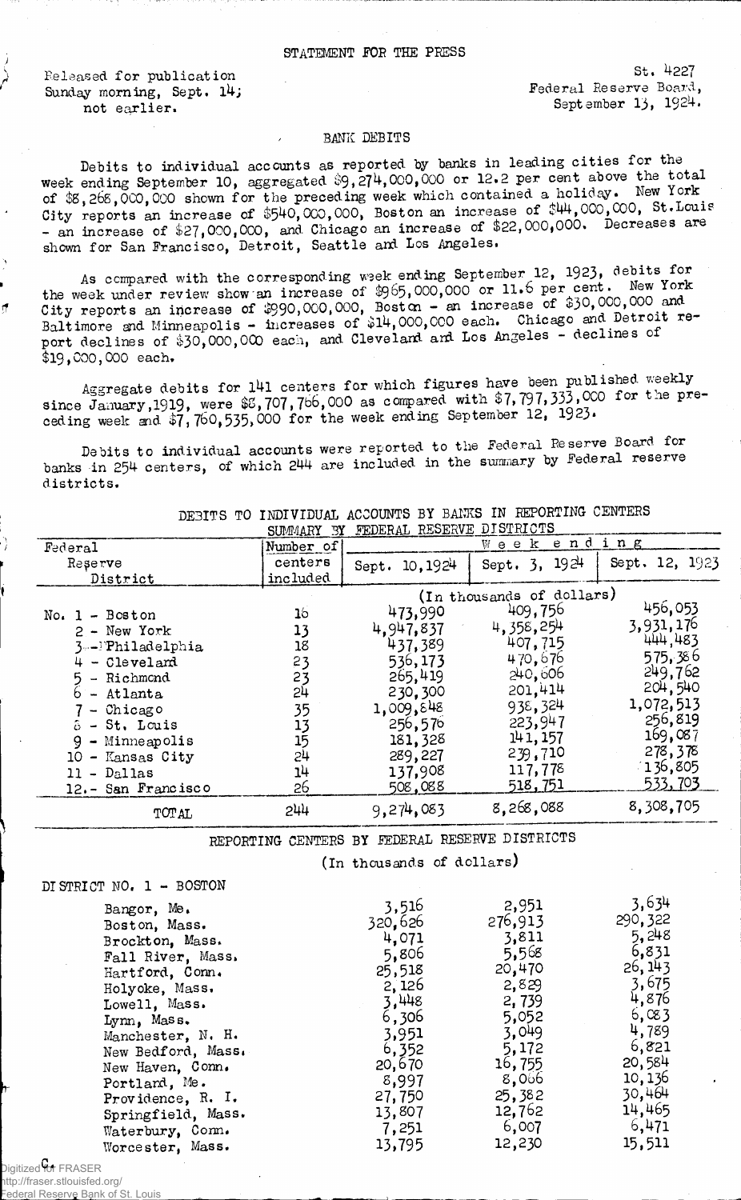STATEMENT FOR THE PRESS

Released for publication Sunday morning, Sept. 14; not earlier.

St. 4227
Federal Reserve Board,
September 13, 1924.

## BANK DEBITS

Debits to individual accounts as reported by banks in leading cities for the week ending September 10, aggregated $9,274,000,000 or 12.2 per cent above the total of $8,268,000,000 shown for the preceding week which contained a holiday. New York City reports an increase of $540,000,000, Boston an increase of $44,000,000, St. Louis - an increase of $27,000,000, and Chicago an increase of $22,000,000. Decreases are shown for San Francisco, Detroit, Seattle and Los Angeles.

As compared with the corresponding week ending September 12, 1923, debits for the week under review show an increase of $965,000,000 or 11.6 per cent. New York City reports an increase of $990,000,000, Boston - an increase of $30,000,000 and Baltimore and Minneapolis - increases of $14,000,000 each. Chicago and Detroit report declines of $30,000,000 each, and Cleveland and Los Angeles - declines of $19,000,000 each.

Aggregate debits for 141 centers for which figures have been published weekly since January, 1919, were $8,707,766,000 as compared with $7,797,333,000 for the preceding week and $7,760,535,000 for the week ending September 12, 1923.

Debits to individual accounts were reported to the Federal Reserve Board for banks in 254 centers, of which 244 are included in the summary by Federal reserve districts.

DEBITS TO INDIVIDUAL ACCOUNTS BY BANKS IN REPORTING CENTERS
SUMMARY BY FEDERAL RESERVE DISTRICTS

| Federal Reserve District | Number of centers included | Week ending Sept. 10, 1924 | Sept. 3, 1924 | Sept. 12, 1923 |
|---|---|---|---|---|
| | | (In thousands of dollars) | | |
| No. 1 - Boston | 16 | 473,990 | 409,756 | 456,053 |
| 2 - New York | 13 | 4,947,837 | 4,358,254 | 3,931,176 |
| 3 - Philadelphia | 18 | 437,389 | 407,715 | 444,483 |
| 4 - Cleveland | 23 | 536,173 | 470,676 | 575,386 |
| 5 - Richmond | 23 | 265,419 | 240,606 | 249,762 |
| 6 - Atlanta | 24 | 230,300 | 201,414 | 204,540 |
| 7 - Chicago | 35 | 1,009,848 | 938,324 | 1,072,513 |
| 8 - St. Louis | 13 | 256,576 | 223,947 | 256,819 |
| 9 - Minneapolis | 15 | 181,328 | 141,157 | 169,087 |
| 10 - Kansas City | 24 | 289,227 | 239,710 | 278,378 |
| 11 - Dallas | 14 | 137,908 | 117,778 | 136,805 |
| 12 - San Francisco | 26 | 508,088 | 518,751 | 533,703 |
| TOTAL | 244 | 9,274,083 | 8,268,088 | 8,308,705 |

REPORTING CENTERS BY FEDERAL RESERVE DISTRICTS

(In thousands of dollars)

DISTRICT NO. 1 - BOSTON

| | Sept. 10, 1924 | Sept. 3, 1924 | Sept. 12, 1923 |
|---|---|---|---|
| Bangor, Me. | 3,516 | 2,951 | 3,634 |
| Boston, Mass. | 320,626 | 276,913 | 290,322 |
| Brockton, Mass. | 4,071 | 3,811 | 5,248 |
| Fall River, Mass. | 5,806 | 5,568 | 6,831 |
| Hartford, Conn. | 25,518 | 20,470 | 26,143 |
| Holyoke, Mass. | 2,126 | 2,829 | 3,675 |
| Lowell, Mass. | 3,448 | 2,739 | 4,876 |
| Lynn, Mass. | 6,306 | 5,052 | 6,083 |
| Manchester, N. H. | 3,951 | 3,049 | 4,789 |
| New Bedford, Mass. | 6,352 | 5,172 | 6,821 |
| New Haven, Conn. | 20,670 | 16,755 | 20,584 |
| Portland, Me. | 8,997 | 8,066 | 10,136 |
| Providence, R. I. | 27,750 | 25,382 | 30,464 |
| Springfield, Mass. | 13,807 | 12,762 | 14,465 |
| Waterbury, Conn. | 7,251 | 6,007 | 6,471 |
| Worcester, Mass. | 13,795 | 12,230 | 15,511 |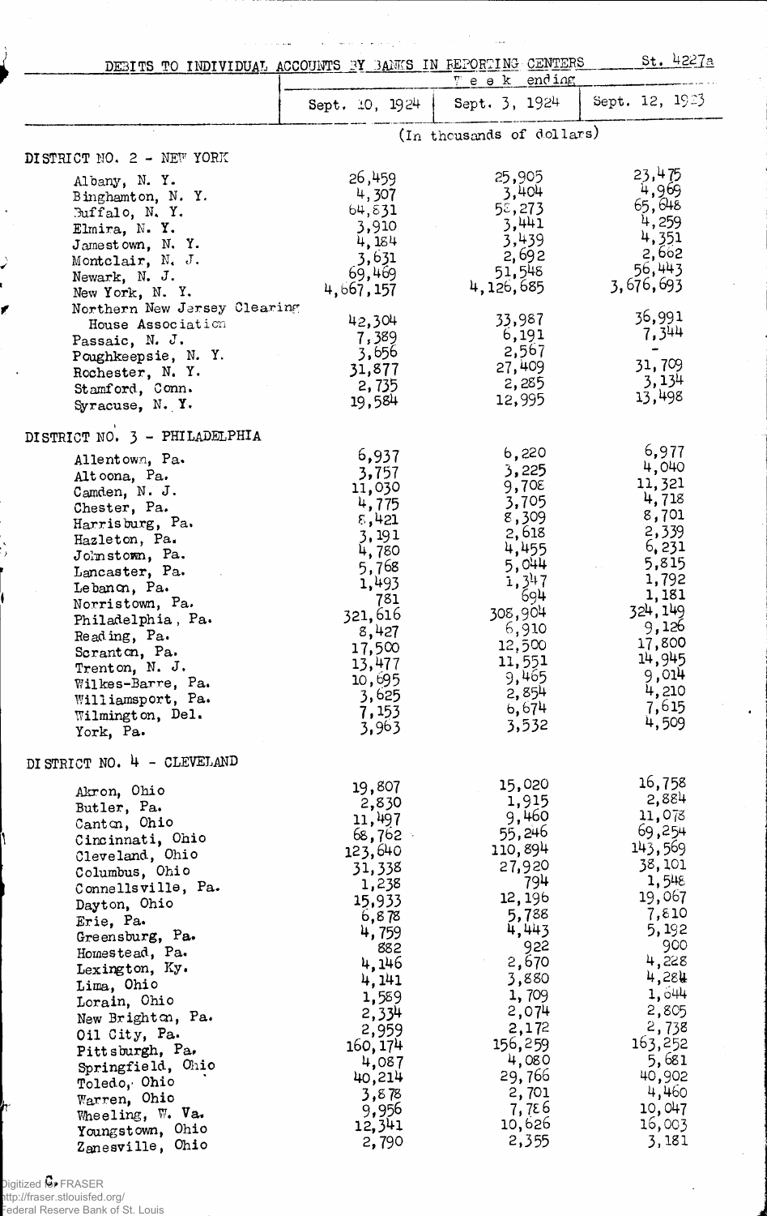DEBITS TO INDIVIDUAL ACCOUNTS BY BANKS IN REPORTING CENTERS

St. 4227a

| | Week ending | | |
|---|---|---|---|
| | Sept. 10, 1924 | Sept. 3, 1924 | Sept. 12, 1923 |
| | (In thousands of dollars) | | |
| **DISTRICT NO. 2 - NEW YORK** | | | |
| Albany, N. Y. | 26,459 | 25,905 | 23,475 |
| Binghamton, N. Y. | 4,307 | 3,404 | 4,969 |
| Buffalo, N. Y. | 64,831 | 58,273 | 65,648 |
| Elmira, N. Y. | 3,910 | 3,441 | 4,259 |
| Jamestown, N. Y. | 4,184 | 3,439 | 4,351 |
| Montclair, N. J. | 3,631 | 2,692 | 2,662 |
| Newark, N. J. | 69,469 | 51,548 | 56,443 |
| New York, N. Y. | 4,667,157 | 4,126,685 | 3,676,693 |
| Northern New Jersey Clearing House Association | 42,304 | 33,987 | 36,991 |
| Passaic, N. J. | 7,389 | 6,191 | 7,344 |
| Poughkeepsie, N. Y. | 3,656 | 2,567 | - |
| Rochester, N. Y. | 31,877 | 27,409 | 31,709 |
| Stamford, Conn. | 2,735 | 2,285 | 3,134 |
| Syracuse, N. Y. | 19,584 | 12,995 | 13,498 |
| **DISTRICT NO. 3 - PHILADELPHIA** | | | |
| Allentown, Pa. | 6,937 | 6,220 | 6,977 |
| Altoona, Pa. | 3,757 | 3,225 | 4,040 |
| Camden, N. J. | 11,030 | 9,708 | 11,321 |
| Chester, Pa. | 4,775 | 3,705 | 4,718 |
| Harrisburg, Pa. | 8,421 | 8,309 | 8,701 |
| Hazleton, Pa. | 3,191 | 2,618 | 2,339 |
| Johnstown, Pa. | 4,780 | 4,455 | 6,231 |
| Lancaster, Pa. | 5,768 | 5,044 | 5,815 |
| Lebanon, Pa. | 1,493 | 1,347 | 1,792 |
| Norristown, Pa. | 781 | 694 | 1,181 |
| Philadelphia, Pa. | 321,616 | 308,904 | 324,149 |
| Reading, Pa. | 8,427 | 6,910 | 9,126 |
| Scranton, Pa. | 17,500 | 12,500 | 17,800 |
| Trenton, N. J. | 13,477 | 11,551 | 14,945 |
| Wilkes-Barre, Pa. | 10,695 | 9,465 | 9,014 |
| Williamsport, Pa. | 3,625 | 2,854 | 4,210 |
| Wilmington, Del. | 7,153 | 6,674 | 7,615 |
| York, Pa. | 3,963 | 3,532 | 4,509 |
| **DISTRICT NO. 4 - CLEVELAND** | | | |
| Akron, Ohio | 19,807 | 15,020 | 16,758 |
| Butler, Pa. | 2,830 | 1,915 | 2,884 |
| Canton, Ohio | 11,497 | 9,460 | 11,078 |
| Cincinnati, Ohio | 68,762 | 55,246 | 69,254 |
| Cleveland, Ohio | 123,640 | 110,894 | 143,569 |
| Columbus, Ohio | 31,338 | 27,920 | 38,101 |
| Connellsville, Pa. | 1,238 | 794 | 1,548 |
| Dayton, Ohio | 15,933 | 12,196 | 19,067 |
| Erie, Pa. | 6,878 | 5,788 | 7,810 |
| Greensburg, Pa. | 4,759 | 4,443 | 5,192 |
| Homestead, Pa. | 882 | 922 | 900 |
| Lexington, Ky. | 4,146 | 2,670 | 4,228 |
| Lima, Ohio | 4,141 | 3,880 | 4,284 |
| Lorain, Ohio | 1,589 | 1,709 | 1,644 |
| New Brighton, Pa. | 2,334 | 2,074 | 2,805 |
| Oil City, Pa. | 2,959 | 2,172 | 2,738 |
| Pittsburgh, Pa. | 160,174 | 156,259 | 163,252 |
| Springfield, Ohio | 4,087 | 4,080 | 5,681 |
| Toledo, Ohio | 40,214 | 29,766 | 40,902 |
| Warren, Ohio | 3,878 | 2,701 | 4,460 |
| Wheeling, W. Va. | 9,956 | 7,786 | 10,047 |
| Youngstown, Ohio | 12,341 | 10,626 | 16,003 |
| Zanesville, Ohio | 2,790 | 2,355 | 3,181 |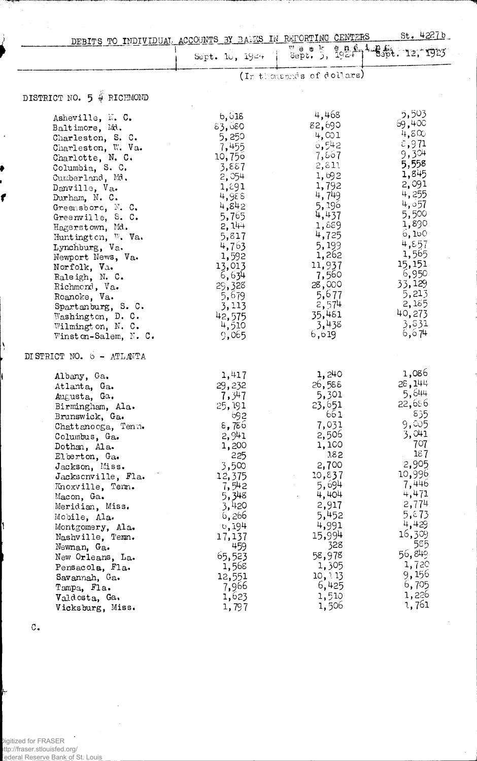DEBITS TO INDIVIDUAL ACCOUNTS BY BANKS IN REPORTING CENTERS St. 4227b

| | Week ending | | |
|---|---|---|---|
| | Sept. 10, 1924 | Sept. 3, 1924 | Sept. 12, 1923 |
| | (In thousands of dollars) | | |
| **DISTRICT NO. 5 - RICHMOND** | | | |
| Asheville, N. C. | 6,018 | 4,468 | 5,503 |
| Baltimore, Md. | 83,080 | 82,690 | 89,400 |
| Charleston, S. C. | 5,250 | 4,001 | 4,800 |
| Charleston, W. Va. | 7,455 | 6,542 | 8,971 |
| Charlotte, N. C. | 10,756 | 7,667 | 9,304 |
| Columbia, S. C. | 3,887 | 2,811 | 5,558 |
| Cumberland, Md. | 2,054 | 1,692 | 1,845 |
| Danville, Va. | 1,891 | 1,792 | 2,091 |
| Durham, N. C. | 4,988 | 4,749 | 4,255 |
| Greensboro, N. C. | 4,842 | 5,196 | 4,057 |
| Greenville, S. C. | 5,765 | 4,437 | 5,500 |
| Hagerstown, Md. | 2,144 | 1,889 | 1,890 |
| Huntington, W. Va. | 5,817 | 4,725 | 6,160 |
| Lynchburg, Va. | 4,763 | 5,199 | 4,857 |
| Newport News, Va. | 1,592 | 1,262 | 1,565 |
| Norfolk, Va. | 13,013 | 11,937 | 15,151 |
| Raleigh, N. C. | 6,634 | 7,560 | 6,950 |
| Richmond, Va. | 29,328 | 28,000 | 33,129 |
| Roanoke, Va. | 5,679 | 5,677 | 5,213 |
| Spartanburg, S. C. | 3,113 | 2,574 | 2,185 |
| Washington, D. C. | 42,575 | 35,481 | 40,273 |
| Wilmington, N. C. | 4,510 | 3,438 | 3,831 |
| Winston-Salem, N. C. | 9,065 | 6,619 | 6,674 |
| **DISTRICT NO. 6 - ATLANTA** | | | |
| Albany, Ga. | 1,417 | 1,240 | 1,086 |
| Atlanta, Ga. | 29,232 | 26,588 | 28,144 |
| Augusta, Ga. | 7,347 | 5,301 | 5,644 |
| Birmingham, Ala. | 25,191 | 23,651 | 22,686 |
| Brunswick, Ga. | 692 | 661 | 835 |
| Chattanooga, Tenn. | 8,786 | 7,031 | 9,005 |
| Columbus, Ga. | 2,941 | 2,506 | 3,041 |
| Dothan, Ala. | 1,200 | 1,100 | 707 |
| Elberton, Ga. | 225 | 182 | 187 |
| Jackson, Miss. | 3,500 | 2,700 | 2,905 |
| Jacksonville, Fla. | 12,375 | 10,837 | 10,996 |
| Knoxville, Tenn. | 7,542 | 5,694 | 7,446 |
| Macon, Ga. | 5,348 | 4,404 | 4,471 |
| Meridian, Miss. | 3,420 | 2,917 | 2,774 |
| Mobile, Ala. | 6,266 | 5,452 | 5,873 |
| Montgomery, Ala. | 6,194 | 4,991 | 4,429 |
| Nashville, Tenn. | 17,137 | 15,994 | 16,309 |
| Newnan, Ga. | 459 | 328 | 585 |
| New Orleans, La. | 65,523 | 58,978 | 56,849 |
| Pensacola, Fla. | 1,568 | 1,305 | 1,720 |
| Savannah, Ga. | 12,551 | 10,113 | 9,156 |
| Tampa, Fla. | 7,966 | 6,425 | 6,705 |
| Valdosta, Ga. | 1,623 | 1,510 | 1,226 |
| Vicksburg, Miss. | 1,797 | 1,506 | 1,761 |

C.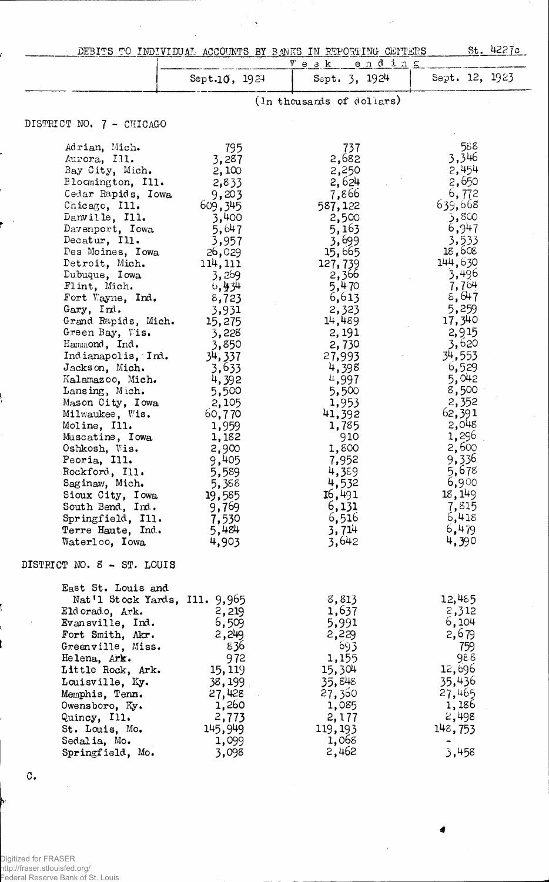DEBITS TO INDIVIDUAL ACCOUNTS BY BANKS IN REPORTING CENTERS St. 4227c

| | Week ending | | |
|---|---|---|---|
| | Sept. 10, 1924 | Sept. 3, 1924 | Sept. 12, 1923 |
| | (In thousands of dollars) | | |
| **DISTRICT NO. 7 - CHICAGO** | | | |
| Adrian, Mich. | 795 | 737 | 588 |
| Aurora, Ill. | 3,287 | 2,682 | 3,346 |
| Bay City, Mich. | 2,100 | 2,250 | 2,454 |
| Bloomington, Ill. | 2,833 | 2,624 | 2,650 |
| Cedar Rapids, Iowa | 9,203 | 7,866 | 6,772 |
| Chicago, Ill. | 609,345 | 587,122 | 639,668 |
| Danville, Ill. | 3,400 | 2,500 | 3,800 |
| Davenport, Iowa | 5,647 | 5,163 | 6,947 |
| Decatur, Ill. | 3,957 | 3,699 | 3,533 |
| Des Moines, Iowa | 26,029 | 15,665 | 18,608 |
| Detroit, Mich. | 114,111 | 127,739 | 144,630 |
| Dubuque, Iowa | 3,269 | 2,366 | 3,496 |
| Flint, Mich. | 6,434 | 5,470 | 7,764 |
| Fort Wayne, Ind. | 8,723 | 6,613 | 8,647 |
| Gary, Ind. | 3,931 | 2,323 | 5,259 |
| Grand Rapids, Mich. | 15,275 | 14,489 | 17,340 |
| Green Bay, Wis. | 3,228 | 2,191 | 2,915 |
| Hammond, Ind. | 3,850 | 2,730 | 3,620 |
| Indianapolis, Ind. | 34,337 | 27,993 | 34,553 |
| Jackson, Mich. | 3,633 | 4,398 | 6,529 |
| Kalamazoo, Mich. | 4,392 | 4,997 | 5,042 |
| Lansing, Mich. | 5,500 | 5,500 | 8,500 |
| Mason City, Iowa | 2,105 | 1,953 | 2,352 |
| Milwaukee, Wis. | 60,770 | 41,392 | 62,391 |
| Moline, Ill. | 1,959 | 1,785 | 2,048 |
| Muscatine, Iowa | 1,182 | 910 | 1,296 |
| Oshkosh, Wis. | 2,900 | 1,800 | 2,600 |
| Peoria, Ill. | 9,405 | 7,952 | 9,336 |
| Rockford, Ill. | 5,589 | 4,389 | 5,678 |
| Saginaw, Mich. | 5,388 | 4,532 | 6,900 |
| Sioux City, Iowa | 19,585 | 16,491 | 18,149 |
| South Bend, Ind. | 9,769 | 6,131 | 7,815 |
| Springfield, Ill. | 7,530 | 6,516 | 6,418 |
| Terre Haute, Ind. | 5,484 | 3,714 | 6,479 |
| Waterloo, Iowa | 4,903 | 3,642 | 4,390 |
| **DISTRICT NO. 8 - ST. LOUIS** | | | |
| East St. Louis and Nat'l Stock Yards, Ill. | 9,965 | 8,813 | 12,485 |
| Eldorado, Ark. | 2,219 | 1,637 | 2,312 |
| Evansville, Ind. | 6,509 | 5,991 | 6,104 |
| Fort Smith, Ark. | 2,249 | 2,229 | 2,679 |
| Greenville, Miss. | 836 | 693 | 759 |
| Helena, Ark. | 972 | 1,155 | 988 |
| Little Rock, Ark. | 15,119 | 15,304 | 12,696 |
| Louisville, Ky. | 38,199 | 35,848 | 35,436 |
| Memphis, Tenn. | 27,428 | 27,360 | 27,465 |
| Owensboro, Ky. | 1,260 | 1,085 | 1,186 |
| Quincy, Ill. | 2,773 | 2,177 | 2,498 |
| St. Louis, Mo. | 145,949 | 119,193 | 148,753 |
| Sedalia, Mo. | 1,099 | 1,068 | - |
| Springfield, Mo. | 3,098 | 2,462 | 3,458 |

C.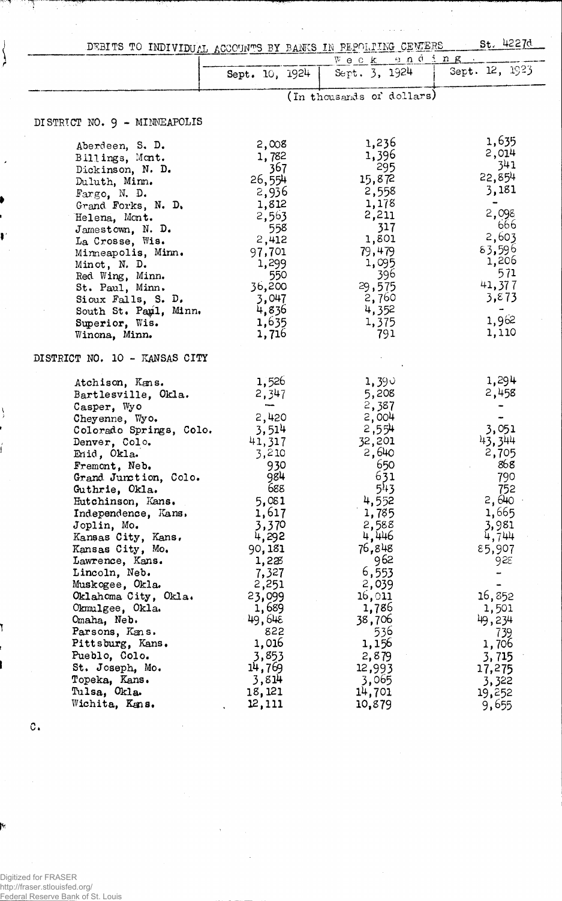DEBITS TO INDIVIDUAL ACCOUNTS BY BANKS IN REPORTING CENTERS

St. 4227d

| | Week ending | | |
|---|---|---|---|
| | Sept. 10, 1924 | Sept. 3, 1924 | Sept. 12, 1923 |
| | (In thousands of dollars) | | |
| **DISTRICT NO. 9 - MINNEAPOLIS** | | | |
| Aberdeen, S. D. | 2,008 | 1,236 | 1,635 |
| Billings, Mont. | 1,782 | 1,396 | 2,014 |
| Dickinson, N. D. | 367 | 295 | 341 |
| Duluth, Minn. | 26,554 | 15,872 | 22,854 |
| Fargo, N. D. | 2,936 | 2,558 | 3,181 |
| Grand Forks, N. D. | 1,812 | 1,178 | - |
| Helena, Mont. | 2,563 | 2,211 | 2,098 |
| Jamestown, N. D. | 558 | 317 | 666 |
| La Crosse, Wis. | 2,412 | 1,801 | 2,603 |
| Minneapolis, Minn. | 97,701 | 79,479 | 83,596 |
| Minot, N. D. | 1,299 | 1,095 | 1,206 |
| Red Wing, Minn. | 550 | 396 | 571 |
| St. Paul, Minn. | 36,200 | 29,575 | 41,377 |
| Sioux Falls, S. D. | 3,047 | 2,760 | 3,873 |
| South St. Paul, Minn. | 4,836 | 4,352 | - |
| Superior, Wis. | 1,635 | 1,375 | 1,962 |
| Winona, Minn. | 1,716 | 791 | 1,110 |
| **DISTRICT NO. 10 - KANSAS CITY** | | | |
| Atchison, Kans. | 1,526 | 1,390 | 1,294 |
| Bartlesville, Okla. | 2,347 | 5,208 | 2,458 |
| Casper, Wyo | - | 2,387 | - |
| Cheyenne, Wyo. | 2,420 | 2,004 | - |
| Colorado Springs, Colo. | 3,514 | 2,554 | 3,051 |
| Denver, Colo. | 41,317 | 32,201 | 43,344 |
| Enid, Okla. | 3,210 | 2,640 | 2,705 |
| Fremont, Neb. | 930 | 650 | 868 |
| Grand Junction, Colo. | 984 | 631 | 790 |
| Guthrie, Okla. | 688 | 543 | 752 |
| Hutchinson, Kans. | 5,081 | 4,552 | 2,640 |
| Independence, Kans. | 1,617 | 1,785 | 1,665 |
| Joplin, Mo. | 3,370 | 2,588 | 3,981 |
| Kansas City, Kans. | 4,292 | 4,446 | 4,744 |
| Kansas City, Mo. | 90,181 | 76,848 | 85,907 |
| Lawrence, Kans. | 1,228 | 962 | 928 |
| Lincoln, Neb. | 7,327 | 6,553 | - |
| Muskogee, Okla. | 2,251 | 2,039 | - |
| Oklahoma City, Okla. | 23,099 | 16,011 | 16,852 |
| Okmulgee, Okla. | 1,689 | 1,786 | 1,501 |
| Omaha, Neb. | 49,648 | 38,706 | 49,234 |
| Parsons, Kans. | 822 | 536 | 739 |
| Pittsburg, Kans. | 1,016 | 1,156 | 1,706 |
| Pueblo, Colo. | 3,853 | 2,879 | 3,715 |
| St. Joseph, Mo. | 14,769 | 12,993 | 17,275 |
| Topeka, Kans. | 3,814 | 3,065 | 3,322 |
| Tulsa, Okla. | 18,121 | 14,701 | 19,252 |
| Wichita, Kans. | 12,111 | 10,879 | 9,655 |

C.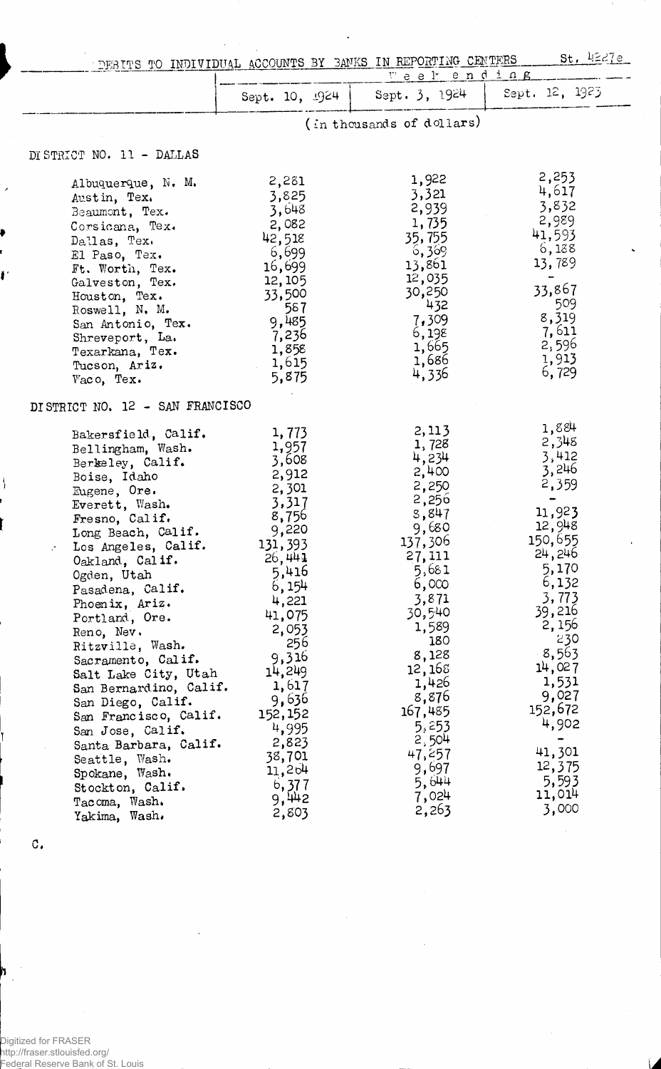St. 4227e

DEBITS TO INDIVIDUAL ACCOUNTS BY BANKS IN REPORTING CENTERS

| | Week ending | | |
|---|---|---|---|
| | Sept. 10, 1924 | Sept. 3, 1924 | Sept. 12, 1923 |
| | (In thousands of dollars) | | |
| **DISTRICT NO. 11 - DALLAS** | | | |
| Albuquerque, N. M. | 2,281 | 1,922 | 2,253 |
| Austin, Tex. | 3,825 | 3,321 | 4,617 |
| Beaumont, Tex. | 3,648 | 2,939 | 3,832 |
| Corsicana, Tex. | 2,082 | 1,735 | 2,989 |
| Dallas, Tex. | 42,518 | 35,755 | 41,593 |
| El Paso, Tex. | 6,699 | 6,369 | 6,188 |
| Ft. Worth, Tex. | 16,699 | 13,861 | 13,789 |
| Galveston, Tex. | 12,105 | 12,035 | - |
| Houston, Tex. | 33,500 | 30,250 | 33,867 |
| Roswell, N. M. | 587 | 432 | 509 |
| San Antonio, Tex. | 9,485 | 7,309 | 8,319 |
| Shreveport, La. | 7,236 | 6,198 | 7,611 |
| Texarkana, Tex. | 1,858 | 1,665 | 2,596 |
| Tucson, Ariz. | 1,615 | 1,686 | 1,913 |
| Waco, Tex. | 5,875 | 4,336 | 6,729 |
| **DISTRICT NO. 12 - SAN FRANCISCO** | | | |
| Bakersfield, Calif. | 1,773 | 2,113 | 1,884 |
| Bellingham, Wash. | 1,957 | 1,728 | 2,348 |
| Berkeley, Calif. | 3,608 | 4,234 | 3,412 |
| Boise, Idaho | 2,912 | 2,400 | 3,246 |
| Eugene, Ore. | 2,301 | 2,250 | 2,359 |
| Everett, Wash. | 3,317 | 2,256 | - |
| Fresno, Calif. | 8,756 | 8,847 | 11,923 |
| Long Beach, Calif. | 9,220 | 9,680 | 12,948 |
| Los Angeles, Calif. | 131,393 | 137,306 | 150,655 |
| Oakland, Calif. | 26,441 | 27,111 | 24,246 |
| Ogden, Utah | 5,416 | 5,681 | 5,170 |
| Pasadena, Calif. | 6,154 | 6,000 | 6,132 |
| Phoenix, Ariz. | 4,221 | 3,871 | 3,773 |
| Portland, Ore. | 41,075 | 30,540 | 39,216 |
| Reno, Nev. | 2,053 | 1,589 | 2,156 |
| Ritzville, Wash. | 256 | 180 | 230 |
| Sacramento, Calif. | 9,316 | 8,128 | 8,563 |
| Salt Lake City, Utah | 14,249 | 12,168 | 14,027 |
| San Bernardino, Calif. | 1,617 | 1,426 | 1,531 |
| San Diego, Calif. | 9,636 | 8,876 | 9,027 |
| San Francisco, Calif. | 152,152 | 167,485 | 152,672 |
| San Jose, Calif. | 4,995 | 5,253 | 4,902 |
| Santa Barbara, Calif. | 2,823 | 2,504 | - |
| Seattle, Wash. | 38,701 | 47,257 | 41,301 |
| Spokane, Wash. | 11,264 | 9,697 | 12,375 |
| Stockton, Calif. | 6,377 | 5,644 | 5,593 |
| Tacoma, Wash. | 9,442 | 7,024 | 11,014 |
| Yakima, Wash. | 2,803 | 2,263 | 3,000 |

C.